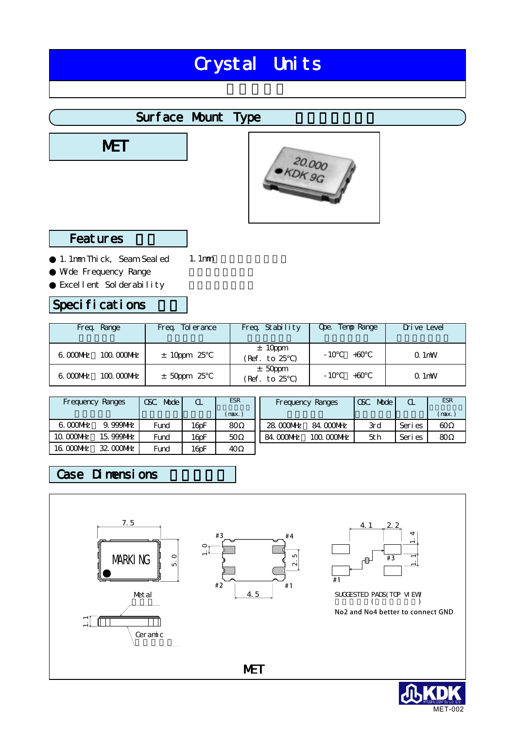# Crystal Units

## Surface Mount Type

### MET

### Features

- 1.1mm Thick, Seam Sealed　　1.1mm
- Wide Frequency Range
- Excellent Solderability

### Specifications

| Freq. Range | Freq. Tolerance | Freq. Stability | Ope. Temp Range | Drive Level |
|---|---|---|---|---|
| 6.000MHz 100.000MHz | ±10ppm 25°C | ±10ppm (Ref. to 25°C) | -10°C +60°C | 0.1mW |
| 6.000MHz 100.000MHz | ±50ppm 25°C | ±50ppm (Ref. to 25°C) | -10°C +60°C | 0.1mW |

| Frequency Ranges | OSC. Mode | CL | ESR (max.) |
|---|---|---|---|
| 6.000MHz 9.999MHz | Fund | 16pF | 80Ω |
| 10.000MHz 15.999MHz | Fund | 16pF | 50Ω |
| 16.000MHz 32.000MHz | Fund | 16pF | 40Ω |
| 28.000MHz 84.000MHz | 3rd | Series | 60Ω |
| 84.000MHz 100.000MHz | 5th | Series | 80Ω |

### Case Dimensions

7.5
MARKING
5.0
Metal
1.1
Ceramic

#3 #4
1.0
2.5
#2 #1
4.5

4.1 2.2
1.4
#3
1.1
#1
SUGGESTED PADS(TOP VIEW)
( )
No2 and No4 better to connect GND

MET

MET-002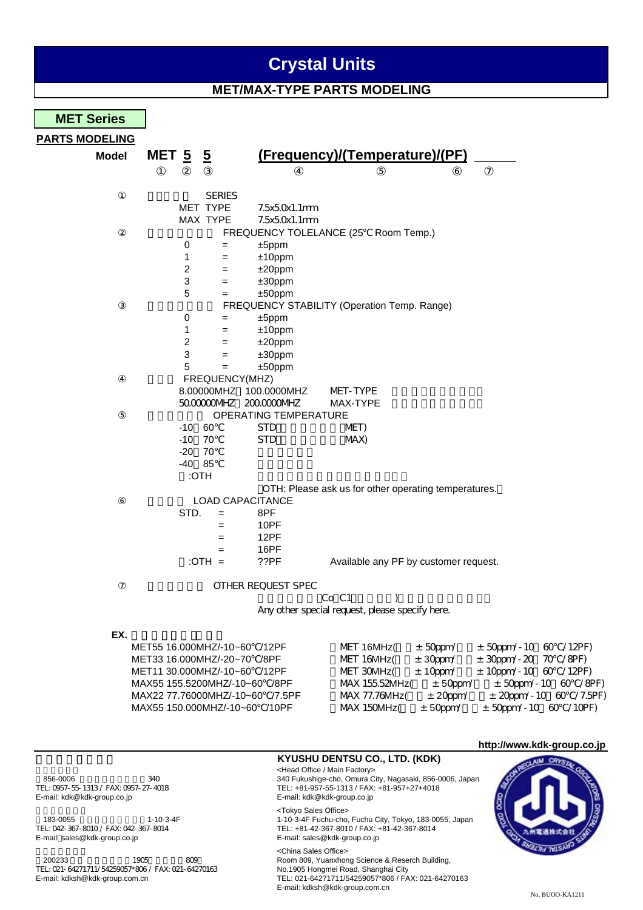# Crystal Units

## MET/MAX-TYPE PARTS MODELING

### MET Series

**PARTS MODELING**

**Model** MET 5 5 (Frequency)/(Temperature)/(PF) ______

① ② ③ ④ ⑤ ⑥ ⑦

① SERIES
- MET TYPE 7.5x5.0x1.1mm
- MAX TYPE 7.5x5.0x1.1mm

② FREQUENCY TOLELANCE (25℃ Room Temp.)

| | | |
|---|---|---|
| 0 | = | ±5ppm |
| 1 | = | ±10ppm |
| 2 | = | ±20ppm |
| 3 | = | ±30ppm |
| 5 | = | ±50ppm |

③ FREQUENCY STABILITY (Operation Temp. Range)

| | | |
|---|---|---|
| 0 | = | ±5ppm |
| 1 | = | ±10ppm |
| 2 | = | ±20ppm |
| 3 | = | ±30ppm |
| 5 | = | ±50ppm |

④ FREQUENCY(MHZ)
- 8.00000MHZ 100.0000MHZ MET-TYPE
- 50.00000MHZ 200.0000MHZ MAX-TYPE

⑤ OPERATING TEMPERATURE
- -10 60℃ STD MET)
- -10 70℃ STD MAX)
- -20 70℃
- -40 85℃
- :OTH

OTH: Please ask us for other operating temperatures.

⑥ LOAD CAPACITANCE

| | | | |
|---|---|---|---|
| STD. | = | 8PF | |
| | = | 10PF | |
| | = | 12PF | |
| | = | 16PF | |
| :OTH | = | ??PF | Available any PF by customer request. |

⑦ OTHER REQUEST SPEC

Co C1 )

Any other special request, please specify here.

**EX.**

| | |
|---|---|
| MET55 16.000MHZ/-10~60℃/12PF | MET 16MHz( ± 50ppm/ ± 50ppm/-10 60℃/12PF) |
| MET33 16.000MHZ/-20~70℃/8PF | MET 16MHz( ± 30ppm/ ± 30ppm/-20 70℃/8PF) |
| MET11 30.000MHZ/-10~60℃/12PF | MET 30MHz( ± 10ppm/ ± 10ppm/-10 60℃/12PF) |
| MAX55 155.5200MHZ/-10~60℃/8PF | MAX 155.52MHz( ± 50ppm/ ± 50ppm/-10 60℃/8PF) |
| MAX22 77.76000MHZ/-10~60℃/7.5PF | MAX 77.76MHz( ± 20ppm/ ± 20ppm/-10 60℃/7.5PF) |
| MAX55 150.000MHZ/-10~60℃/10PF | MAX 150MHz( ± 50ppm/ ± 50ppm/-10 60℃/10PF) |

http://www.kdk-group.co.jp

856-0006 340
TEL: 0957-55-1313 / FAX: 0957-27-4018
E-mail: kdk@kdk-group.co.jp

183-0055 1-10-3-4F
TEL: 042-367-8010 / FAX: 042-367-8014
E-mail sales@kdk-group.co.jp

200233 1905 809
TEL: 021-64271711/54259057*806 / FAX: 021-64270163
E-mail: kdksh@kdk-group.com.cn

**KYUSHU DENTSU CO., LTD. (KDK)**

<Head Office / Main Factory>
340 Fukushige-cho, Omura City, Nagasaki, 856-0006, Japan
TEL: +81-957-55-1313 / FAX: +81-957+27+4018
E-mail: kdk@kdk-group.co.jp

<Tokyo Sales Office>
1-10-3-4F Fuchu-cho, Fuchu City, Tokyo, 183-0055, Japan
TEL: +81-42-367-8010 / FAX: +81-42-367-8014
E-mail: sales@kdk-group.co.jp

<China Sales Office>
Room 809, Yuanxhong Science & Reserch Building,
No.1905 Hongmei Road, Shanghai City
TEL: 021-64271711/54259057*806 / FAX: 021-64270163
E-mail: kdksh@kdk-group.com.cn

No. BUOO-KA1211